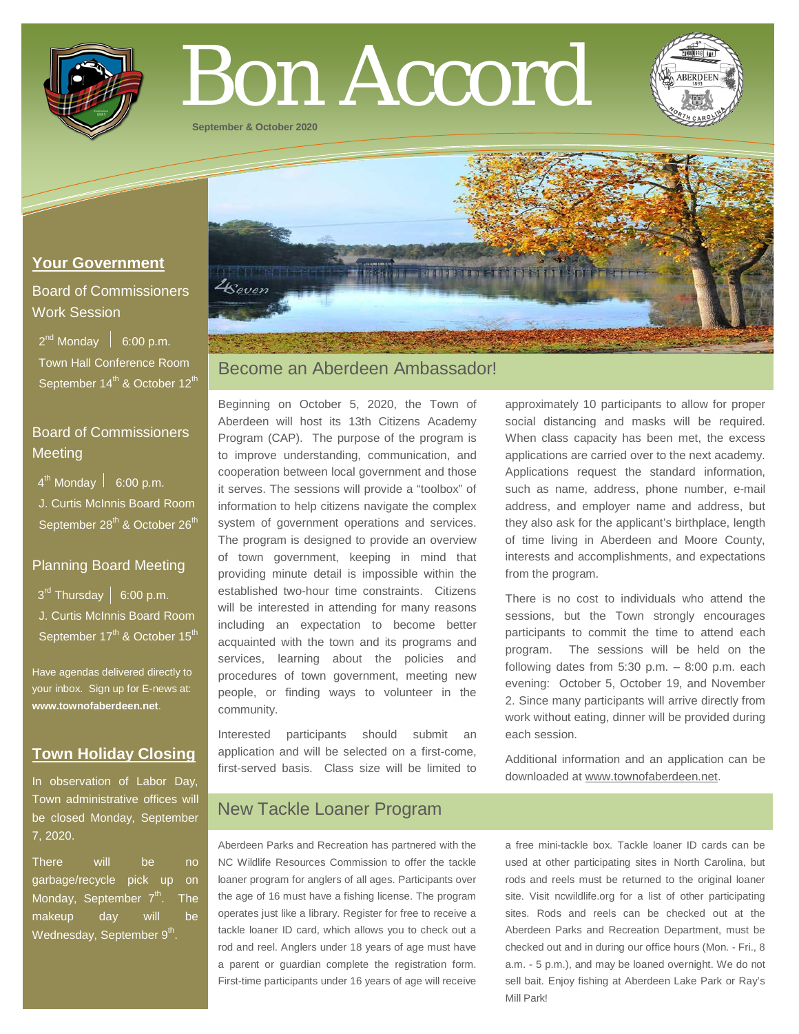# Bon Accord

September & October 2020

## Your Government

### Board of Commissioners Work Session

2nd Monday | 6:00 p.m.
Town Hall Conference Room
September 14th & October 12th

### Board of Commissioners Meeting

4th Monday | 6:00 p.m.
J. Curtis McInnis Board Room
September 28th & October 26th

### Planning Board Meeting

3rd Thursday | 6:00 p.m.
J. Curtis McInnis Board Room
September 17th & October 15th

Have agendas delivered directly to your inbox. Sign up for E-news at: **www.townofaberdeen.net**.

## Town Holiday Closing

In observation of Labor Day, Town administrative offices will be closed Monday, September 7, 2020.

There will be no garbage/recycle pick up on Monday, September 7th. The makeup day will be Wednesday, September 9th.

## Become an Aberdeen Ambassador!

Beginning on October 5, 2020, the Town of Aberdeen will host its 13th Citizens Academy Program (CAP). The purpose of the program is to improve understanding, communication, and cooperation between local government and those it serves. The sessions will provide a "toolbox" of information to help citizens navigate the complex system of government operations and services. The program is designed to provide an overview of town government, keeping in mind that providing minute detail is impossible within the established two-hour time constraints. Citizens will be interested in attending for many reasons including an expectation to become better acquainted with the town and its programs and services, learning about the policies and procedures of town government, meeting new people, or finding ways to volunteer in the community.

Interested participants should submit an application and will be selected on a first-come, first-served basis. Class size will be limited to approximately 10 participants to allow for proper social distancing and masks will be required. When class capacity has been met, the excess applications are carried over to the next academy. Applications request the standard information, such as name, address, phone number, e-mail address, and employer name and address, but they also ask for the applicant's birthplace, length of time living in Aberdeen and Moore County, interests and accomplishments, and expectations from the program.

There is no cost to individuals who attend the sessions, but the Town strongly encourages participants to commit the time to attend each program. The sessions will be held on the following dates from 5:30 p.m. – 8:00 p.m. each evening: October 5, October 19, and November 2. Since many participants will arrive directly from work without eating, dinner will be provided during each session.

Additional information and an application can be downloaded at www.townofaberdeen.net.

## New Tackle Loaner Program

Aberdeen Parks and Recreation has partnered with the NC Wildlife Resources Commission to offer the tackle loaner program for anglers of all ages. Participants over the age of 16 must have a fishing license. The program operates just like a library. Register for free to receive a tackle loaner ID card, which allows you to check out a rod and reel. Anglers under 18 years of age must have a parent or guardian complete the registration form. First-time participants under 16 years of age will receive a free mini-tackle box. Tackle loaner ID cards can be used at other participating sites in North Carolina, but rods and reels must be returned to the original loaner site. Visit ncwildlife.org for a list of other participating sites. Rods and reels can be checked out at the Aberdeen Parks and Recreation Department, must be checked out and in during our office hours (Mon. - Fri., 8 a.m. - 5 p.m.), and may be loaned overnight. We do not sell bait. Enjoy fishing at Aberdeen Lake Park or Ray's Mill Park!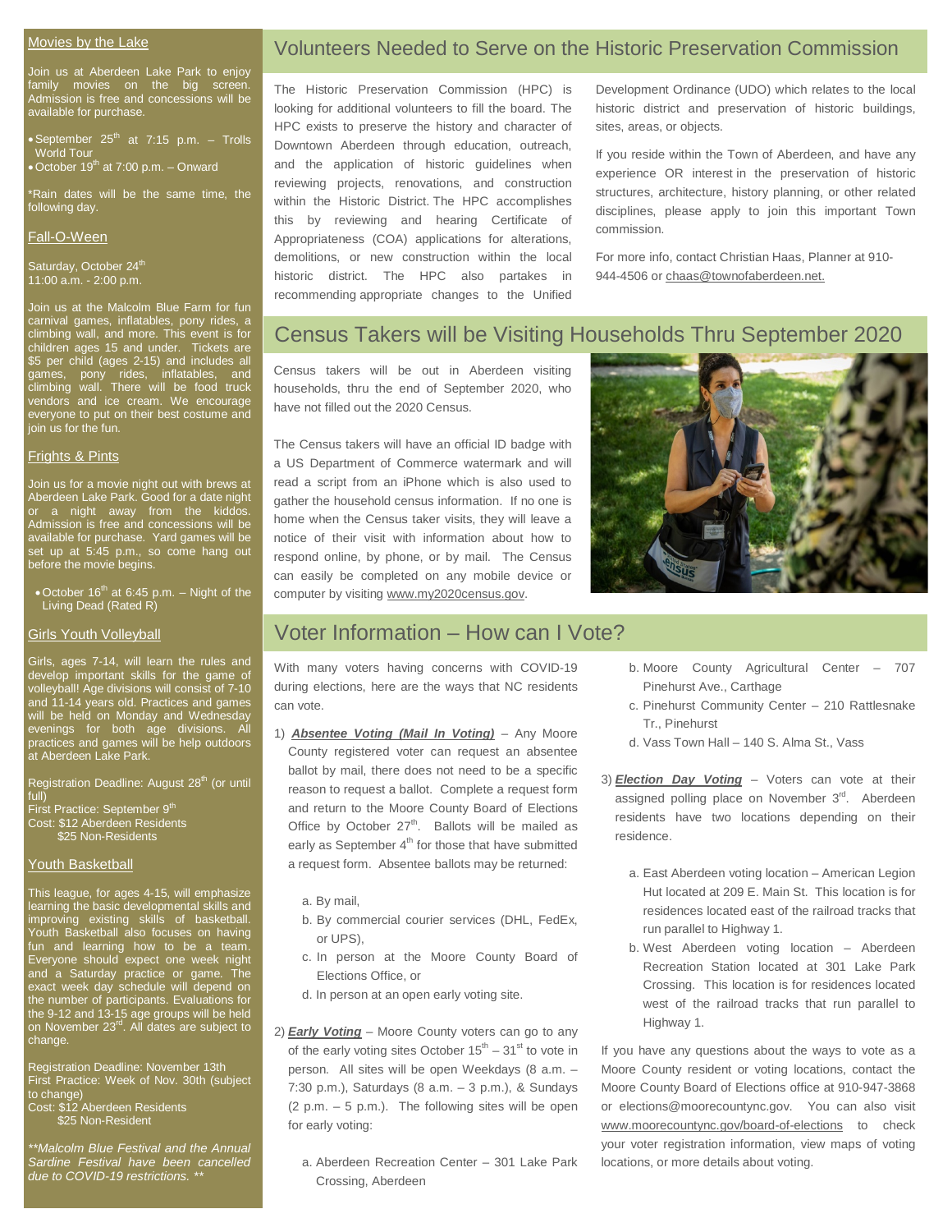## Movies by the Lake

Join us at Aberdeen Lake Park to enjoy family movies on the big screen. Admission is free and concessions will be available for purchase.

- September 25th at 7:15 p.m. – Trolls World Tour
- October 19th at 7:00 p.m. – Onward

*Rain dates will be the same time, the following day.

## Fall-O-Ween

Saturday, October 24th
11:00 a.m. - 2:00 p.m.

Join us at the Malcolm Blue Farm for fun carnival games, inflatables, pony rides, a climbing wall, and more. This event is for children ages 15 and under. Tickets are $5 per child (ages 2-15) and includes all games, pony rides, inflatables, and climbing wall. There will be food truck vendors and ice cream. We encourage everyone to put on their best costume and join us for the fun.

## Frights & Pints

Join us for a movie night out with brews at Aberdeen Lake Park. Good for a date night or a night away from the kiddos. Admission is free and concessions will be available for purchase. Yard games will be set up at 5:45 p.m., so come hang out before the movie begins.

- October 16th at 6:45 p.m. – Night of the Living Dead (Rated R)

## Girls Youth Volleyball

Girls, ages 7-14, will learn the rules and develop important skills for the game of volleyball! Age divisions will consist of 7-10 and 11-14 years old. Practices and games will be held on Monday and Wednesday evenings for both age divisions. All practices and games will be help outdoors at Aberdeen Lake Park.

Registration Deadline: August 28th (or until full)
First Practice: September 9th
Cost: $12 Aberdeen Residents
$25 Non-Residents

## Youth Basketball

This league, for ages 4-15, will emphasize learning the basic developmental skills and improving existing skills of basketball. Youth Basketball also focuses on having fun and learning how to be a team. Everyone should expect one week night and a Saturday practice or game. The exact week day schedule will depend on the number of participants. Evaluations for the 9-12 and 13-15 age groups will be held on November 23rd. All dates are subject to change.

Registration Deadline: November 13th
First Practice: Week of Nov. 30th (subject to change)
Cost: $12 Aberdeen Residents
$25 Non-Resident

*\*\*Malcolm Blue Festival and the Annual Sardine Festival have been cancelled due to COVID-19 restrictions. \*\**

## Volunteers Needed to Serve on the Historic Preservation Commission

The Historic Preservation Commission (HPC) is looking for additional volunteers to fill the board. The HPC exists to preserve the history and character of Downtown Aberdeen through education, outreach, and the application of historic guidelines when reviewing projects, renovations, and construction within the Historic District. The HPC accomplishes this by reviewing and hearing Certificate of Appropriateness (COA) applications for alterations, demolitions, or new construction within the local historic district. The HPC also partakes in recommending appropriate changes to the Unified Development Ordinance (UDO) which relates to the local historic district and preservation of historic buildings, sites, areas, or objects.

If you reside within the Town of Aberdeen, and have any experience OR interest in the preservation of historic structures, architecture, history planning, or other related disciplines, please apply to join this important Town commission.

For more info, contact Christian Haas, Planner at 910-944-4506 or chaas@townofaberdeen.net.

## Census Takers will be Visiting Households Thru September 2020

Census takers will be out in Aberdeen visiting households, thru the end of September 2020, who have not filled out the 2020 Census.

The Census takers will have an official ID badge with a US Department of Commerce watermark and will read a script from an iPhone which is also used to gather the household census information. If no one is home when the Census taker visits, they will leave a notice of their visit with information about how to respond online, by phone, or by mail. The Census can easily be completed on any mobile device or computer by visiting www.my2020census.gov.

## Voter Information – How can I Vote?

With many voters having concerns with COVID-19 during elections, here are the ways that NC residents can vote.

1) ***Absentee Voting (Mail In Voting)*** – Any Moore County registered voter can request an absentee ballot by mail, there does not need to be a specific reason to request a ballot. Complete a request form and return to the Moore County Board of Elections Office by October 27th. Ballots will be mailed as early as September 4th for those that have submitted a request form. Absentee ballots may be returned:

   a. By mail,
   b. By commercial courier services (DHL, FedEx, or UPS),
   c. In person at the Moore County Board of Elections Office, or
   d. In person at an open early voting site.

2) ***Early Voting*** – Moore County voters can go to any of the early voting sites October 15th – 31st to vote in person. All sites will be open Weekdays (8 a.m. – 7:30 p.m.), Saturdays (8 a.m. – 3 p.m.), & Sundays (2 p.m. – 5 p.m.). The following sites will be open for early voting:

   a. Aberdeen Recreation Center – 301 Lake Park Crossing, Aberdeen
   b. Moore County Agricultural Center – 707 Pinehurst Ave., Carthage
   c. Pinehurst Community Center – 210 Rattlesnake Tr., Pinehurst
   d. Vass Town Hall – 140 S. Alma St., Vass

3) ***Election Day Voting*** – Voters can vote at their assigned polling place on November 3rd. Aberdeen residents have two locations depending on their residence.

   a. East Aberdeen voting location – American Legion Hut located at 209 E. Main St. This location is for residences located east of the railroad tracks that run parallel to Highway 1.
   b. West Aberdeen voting location – Aberdeen Recreation Station located at 301 Lake Park Crossing. This location is for residences located west of the railroad tracks that run parallel to Highway 1.

If you have any questions about the ways to vote as a Moore County resident or voting locations, contact the Moore County Board of Elections office at 910-947-3868 or elections@moorecountync.gov. You can also visit www.moorecountync.gov/board-of-elections to check your voter registration information, view maps of voting locations, or more details about voting.